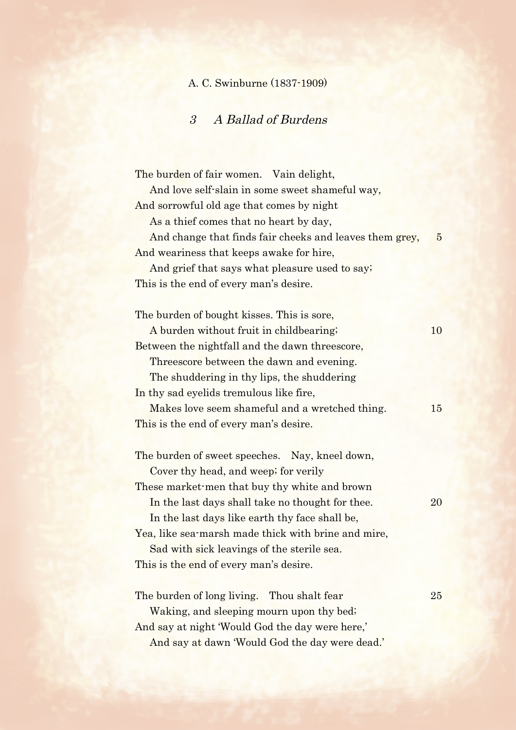A. C. Swinburne (1837-1909)

## *3 A Ballad of Burdens*

The burden of fair women. Vain delight,
  And love self-slain in some sweet shameful way,
And sorrowful old age that comes by night
  As a thief comes that no heart by day,
  And change that finds fair cheeks and leaves them grey, 5
And weariness that keeps awake for hire,
  And grief that says what pleasure used to say;
This is the end of every man's desire.

The burden of bought kisses. This is sore,
  A burden without fruit in childbearing; 10
Between the nightfall and the dawn threescore,
  Threescore between the dawn and evening.
  The shuddering in thy lips, the shuddering
In thy sad eyelids tremulous like fire,
  Makes love seem shameful and a wretched thing. 15
This is the end of every man's desire.

The burden of sweet speeches. Nay, kneel down,
  Cover thy head, and weep; for verily
These market-men that buy thy white and brown
  In the last days shall take no thought for thee. 20
  In the last days like earth thy face shall be,
Yea, like sea-marsh made thick with brine and mire,
  Sad with sick leavings of the sterile sea.
This is the end of every man's desire.

The burden of long living. Thou shalt fear 25
  Waking, and sleeping mourn upon thy bed;
And say at night 'Would God the day were here,'
  And say at dawn 'Would God the day were dead.'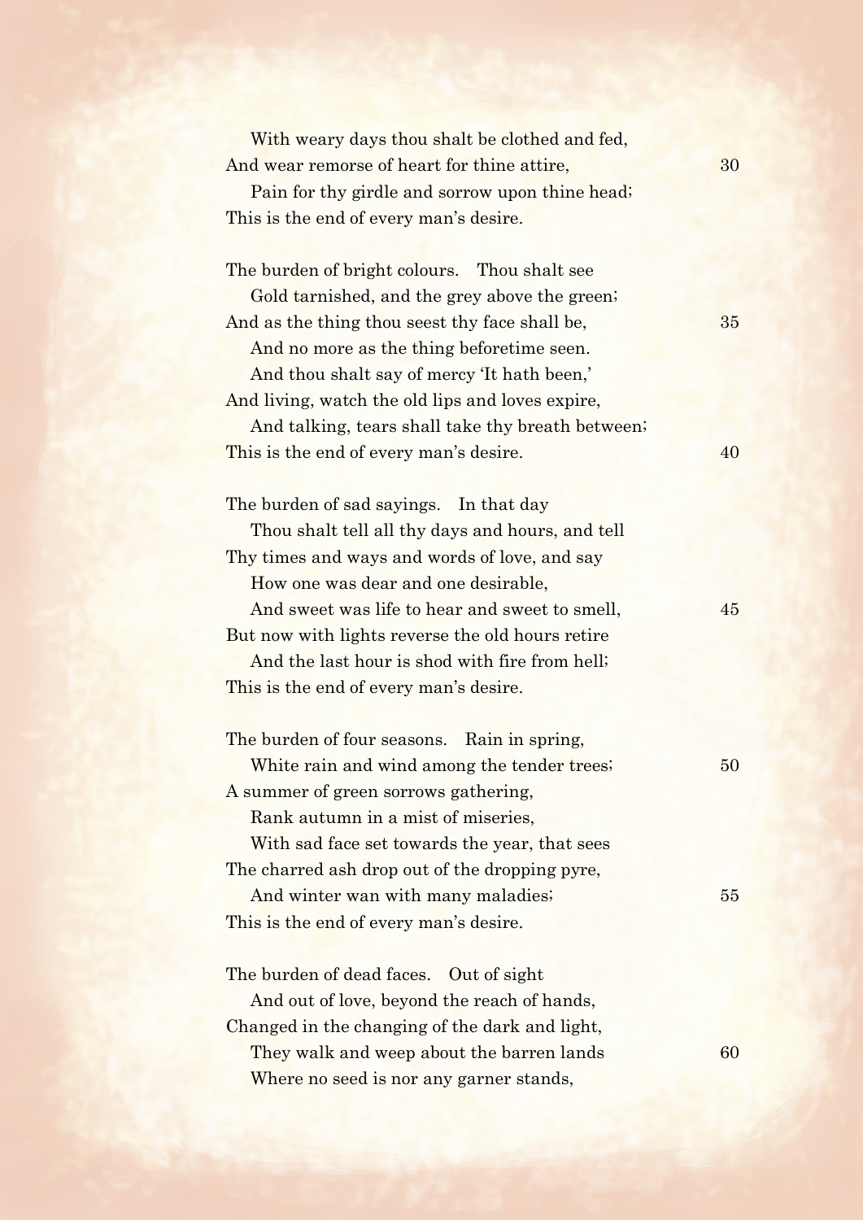With weary days thou shalt be clothed and fed,  
And wear remorse of heart for thine attire, 30  
Pain for thy girdle and sorrow upon thine head;  
This is the end of every man's desire.

The burden of bright colours. Thou shalt see  
Gold tarnished, and the grey above the green;  
And as the thing thou seest thy face shall be, 35  
And no more as the thing beforetime seen.  
And thou shalt say of mercy 'It hath been,'  
And living, watch the old lips and loves expire,  
And talking, tears shall take thy breath between;  
This is the end of every man's desire. 40

The burden of sad sayings. In that day  
Thou shalt tell all thy days and hours, and tell  
Thy times and ways and words of love, and say  
How one was dear and one desirable,  
And sweet was life to hear and sweet to smell, 45  
But now with lights reverse the old hours retire  
And the last hour is shod with fire from hell;  
This is the end of every man's desire.

The burden of four seasons. Rain in spring,  
White rain and wind among the tender trees; 50  
A summer of green sorrows gathering,  
Rank autumn in a mist of miseries,  
With sad face set towards the year, that sees  
The charred ash drop out of the dropping pyre,  
And winter wan with many maladies; 55  
This is the end of every man's desire.

The burden of dead faces. Out of sight  
And out of love, beyond the reach of hands,  
Changed in the changing of the dark and light,  
They walk and weep about the barren lands 60  
Where no seed is nor any garner stands,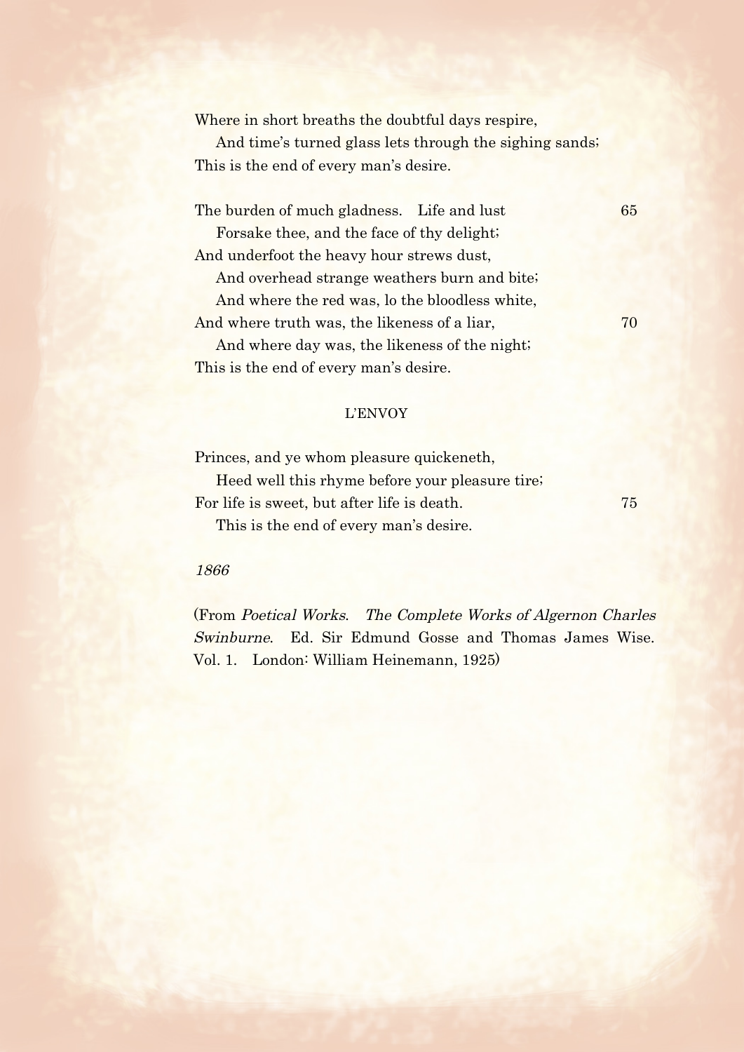Where in short breaths the doubtful days respire,
    And time's turned glass lets through the sighing sands;
This is the end of every man's desire.

The burden of much gladness.  Life and lust     65
    Forsake thee, and the face of thy delight;
And underfoot the heavy hour strews dust,
    And overhead strange weathers burn and bite;
    And where the red was, lo the bloodless white,
And where truth was, the likeness of a liar,     70
    And where day was, the likeness of the night;
This is the end of every man's desire.

L'ENVOY

Princes, and ye whom pleasure quickeneth,
    Heed well this rhyme before your pleasure tire;
For life is sweet, but after life is death.     75
    This is the end of every man's desire.

*1866*

(From *Poetical Works*.  *The Complete Works of Algernon Charles Swinburne*.  Ed. Sir Edmund Gosse and Thomas James Wise. Vol. 1.  London: William Heinemann, 1925)